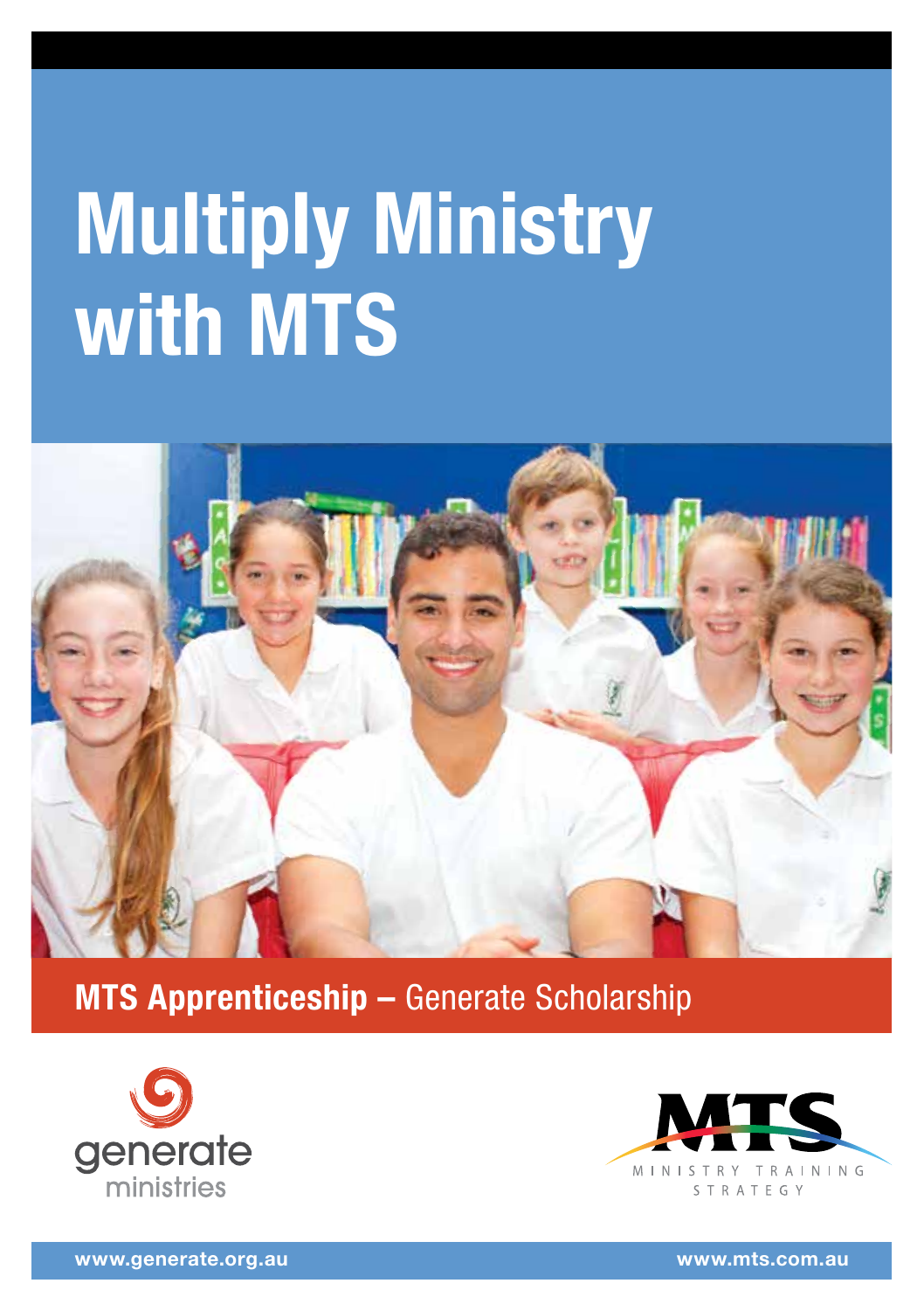# Multiply Ministry with MTS

**MTS Apprenticeship –** Generate Scholarship

generate ministries

MTS MINISTRY TRAINING STRATEGY

www.generate.org.au

www.mts.com.au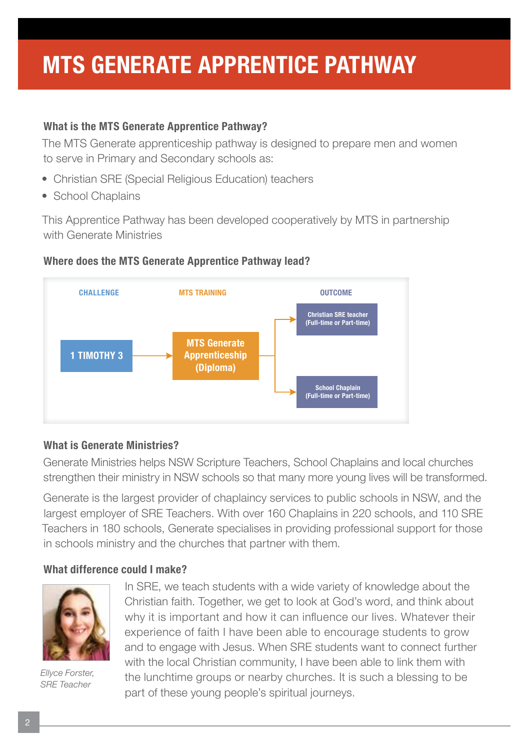# MTS GENERATE APPRENTICE PATHWAY

### What is the MTS Generate Apprentice Pathway?

The MTS Generate apprenticeship pathway is designed to prepare men and women to serve in Primary and Secondary schools as:

- Christian SRE (Special Religious Education) teachers
- School Chaplains

This Apprentice Pathway has been developed cooperatively by MTS in partnership with Generate Ministries

### Where does the MTS Generate Apprentice Pathway lead?

| CHALLENGE | MTS TRAINING | OUTCOME |
|---|---|---|
| 1 TIMOTHY 3 | MTS Generate Apprenticeship (Diploma) | Christian SRE teacher (Full-time or Part-time) |
| | | School Chaplain (Full-time or Part-time) |

### What is Generate Ministries?

Generate Ministries helps NSW Scripture Teachers, School Chaplains and local churches strengthen their ministry in NSW schools so that many more young lives will be transformed.

Generate is the largest provider of chaplaincy services to public schools in NSW, and the largest employer of SRE Teachers. With over 160 Chaplains in 220 schools, and 110 SRE Teachers in 180 schools, Generate specialises in providing professional support for those in schools ministry and the churches that partner with them.

### What difference could I make?

In SRE, we teach students with a wide variety of knowledge about the Christian faith. Together, we get to look at God's word, and think about why it is important and how it can influence our lives. Whatever their experience of faith I have been able to encourage students to grow and to engage with Jesus. When SRE students want to connect further with the local Christian community, I have been able to link them with the lunchtime groups or nearby churches. It is such a blessing to be part of these young people's spiritual journeys.

*Ellyce Forster, SRE Teacher*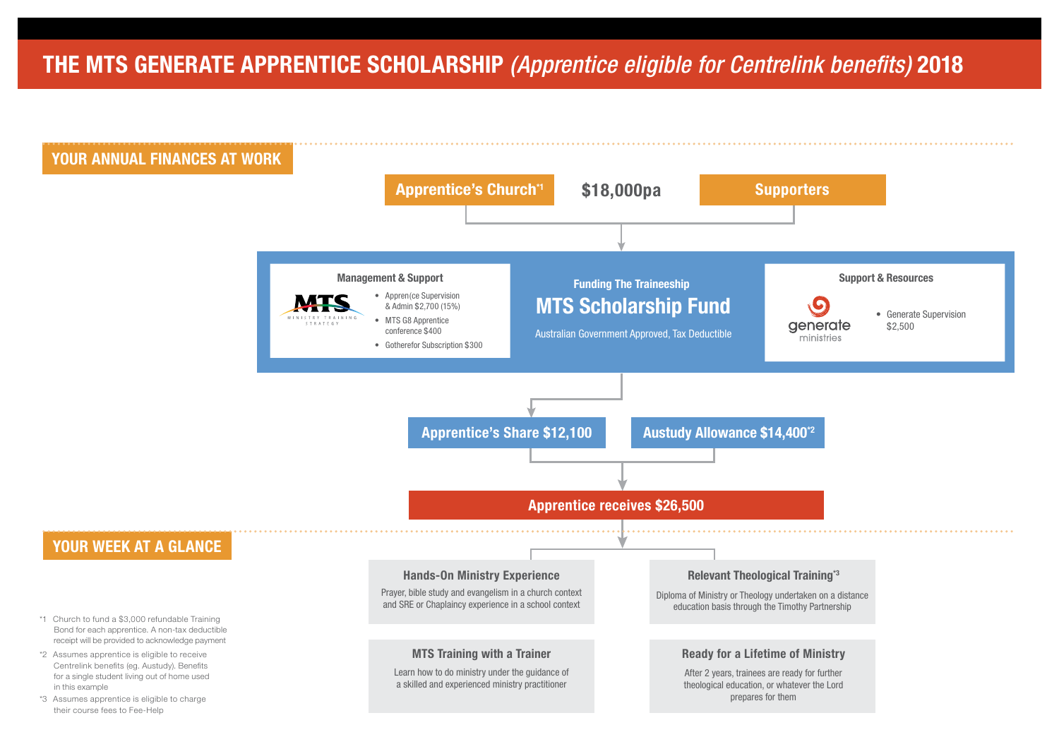# THE MTS GENERATE APPRENTICE SCHOLARSHIP *(Apprentice eligible for Centrelink benefits)* 2018

## YOUR ANNUAL FINANCES AT WORK

**Apprentice's Church**[*1] **$18,000pa** **Supporters**

### Management & Support

MTS — MINISTRY TRAINING STRATEGY

- Appren(ce Supervision & Admin $2,700 (15%)
- MTS G8 Apprentice conference $400
- Gotherefor Subscription $300

### Funding The Traineeship

## MTS Scholarship Fund

Australian Government Approved, Tax Deductible

### Support & Resources

generate ministries

- Generate Supervision $2,500

**Apprentice's Share $12,100**

**Austudy Allowance $14,400**[*2]

**Apprentice receives $26,500**

## YOUR WEEK AT A GLANCE

### Hands-On Ministry Experience

Prayer, bible study and evangelism in a church context and SRE or Chaplaincy experience in a school context

### Relevant Theological Training[*3]

Diploma of Ministry or Theology undertaken on a distance education basis through the Timothy Partnership

### MTS Training with a Trainer

Learn how to do ministry under the guidance of a skilled and experienced ministry practitioner

### Ready for a Lifetime of Ministry

After 2 years, trainees are ready for further theological education, or whatever the Lord prepares for them

*1 Church to fund a $3,000 refundable Training Bond for each apprentice. A non-tax deductible receipt will be provided to acknowledge payment

*2 Assumes apprentice is eligible to receive Centrelink benefits (eg. Austudy). Benefits for a single student living out of home used in this example

*3 Assumes apprentice is eligible to charge their course fees to Fee-Help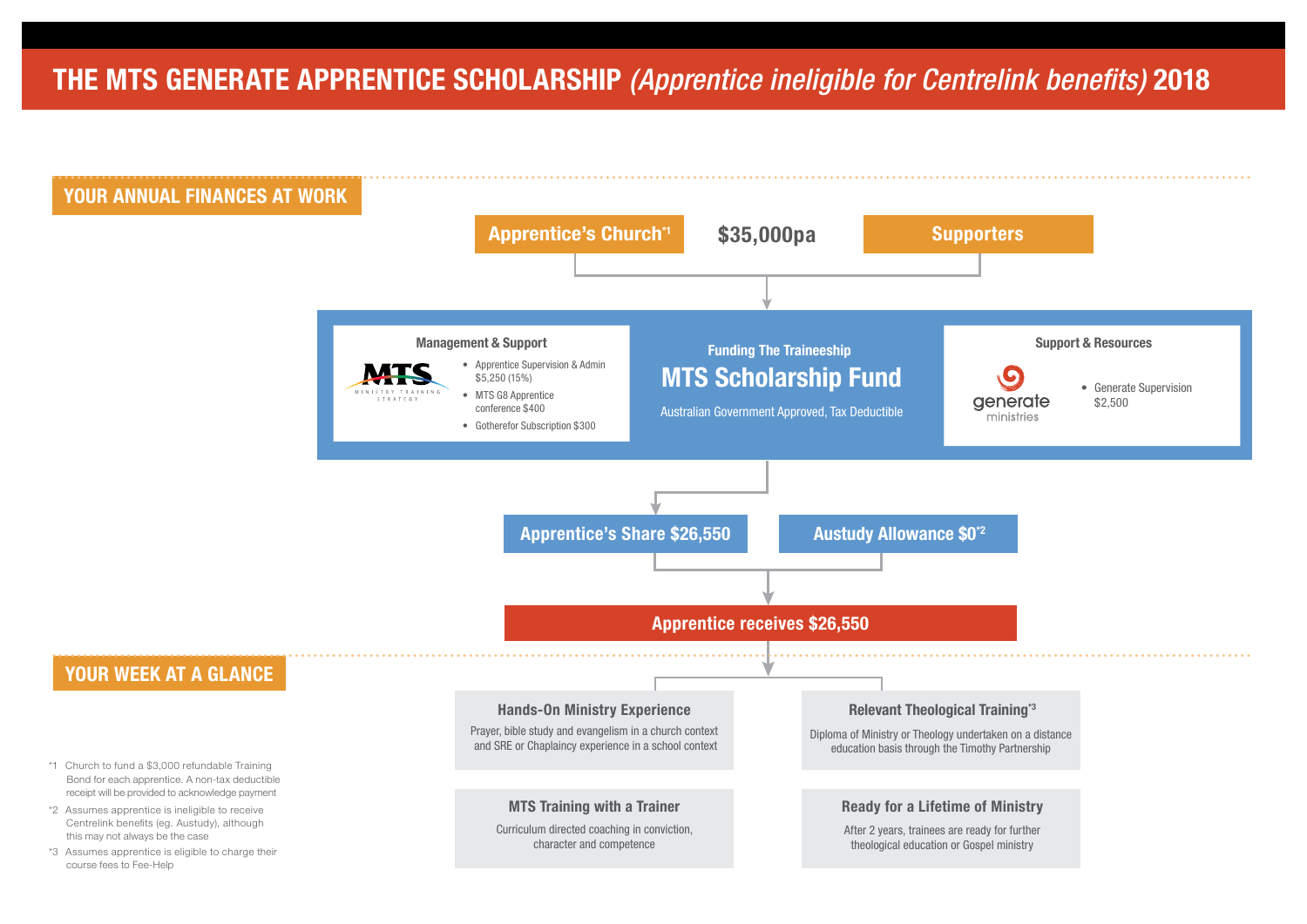# THE MTS GENERATE APPRENTICE SCHOLARSHIP *(Apprentice ineligible for Centrelink benefits)* 2018

## YOUR ANNUAL FINANCES AT WORK

**Apprentice's Church**[*1] — **$35,000pa** — **Supporters**

### Management & Support

MTS Ministry Training Strategy

- Apprentice Supervision & Admin $5,250 (15%)
- MTS G8 Apprentice conference $400
- Gotherefor Subscription $300

### Funding The Traineeship

**MTS Scholarship Fund**

Australian Government Approved, Tax Deductible

### Support & Resources

generate ministries

- Generate Supervision $2,500

**Apprentice's Share $26,550**

**Austudy Allowance $0**[*2]

**Apprentice receives $26,550**

## YOUR WEEK AT A GLANCE

### Hands-On Ministry Experience

Prayer, bible study and evangelism in a church context and SRE or Chaplaincy experience in a school context

### Relevant Theological Training[*3]

Diploma of Ministry or Theology undertaken on a distance education basis through the Timothy Partnership

### MTS Training with a Trainer

Curriculum directed coaching in conviction, character and competence

### Ready for a Lifetime of Ministry

After 2 years, trainees are ready for further theological education or Gospel ministry

*1 Church to fund a $3,000 refundable Training Bond for each apprentice. A non-tax deductible receipt will be provided to acknowledge payment

*2 Assumes apprentice is ineligible to receive Centrelink benefits (eg. Austudy), although this may not always be the case

*3 Assumes apprentice is eligible to charge their course fees to Fee-Help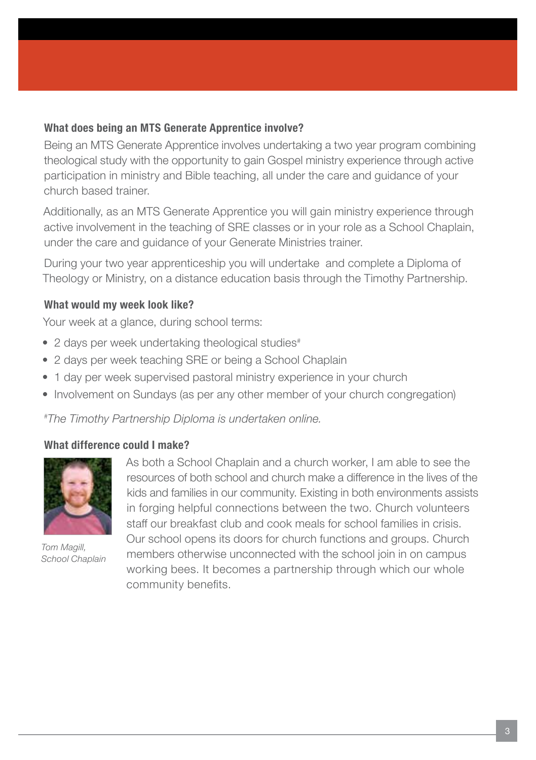### What does being an MTS Generate Apprentice involve?

Being an MTS Generate Apprentice involves undertaking a two year program combining theological study with the opportunity to gain Gospel ministry experience through active participation in ministry and Bible teaching, all under the care and guidance of your church based trainer.

Additionally, as an MTS Generate Apprentice you will gain ministry experience through active involvement in the teaching of SRE classes or in your role as a School Chaplain, under the care and guidance of your Generate Ministries trainer.

During your two year apprenticeship you will undertake and complete a Diploma of Theology or Ministry, on a distance education basis through the Timothy Partnership.

### What would my week look like?

Your week at a glance, during school terms:

- 2 days per week undertaking theological studies#
- 2 days per week teaching SRE or being a School Chaplain
- 1 day per week supervised pastoral ministry experience in your church
- Involvement on Sundays (as per any other member of your church congregation)

*#The Timothy Partnership Diploma is undertaken online.*

### What difference could I make?

As both a School Chaplain and a church worker, I am able to see the resources of both school and church make a difference in the lives of the kids and families in our community. Existing in both environments assists in forging helpful connections between the two. Church volunteers staff our breakfast club and cook meals for school families in crisis. Our school opens its doors for church functions and groups. Church members otherwise unconnected with the school join in on campus working bees. It becomes a partnership through which our whole community benefits.

*Tom Magill, School Chaplain*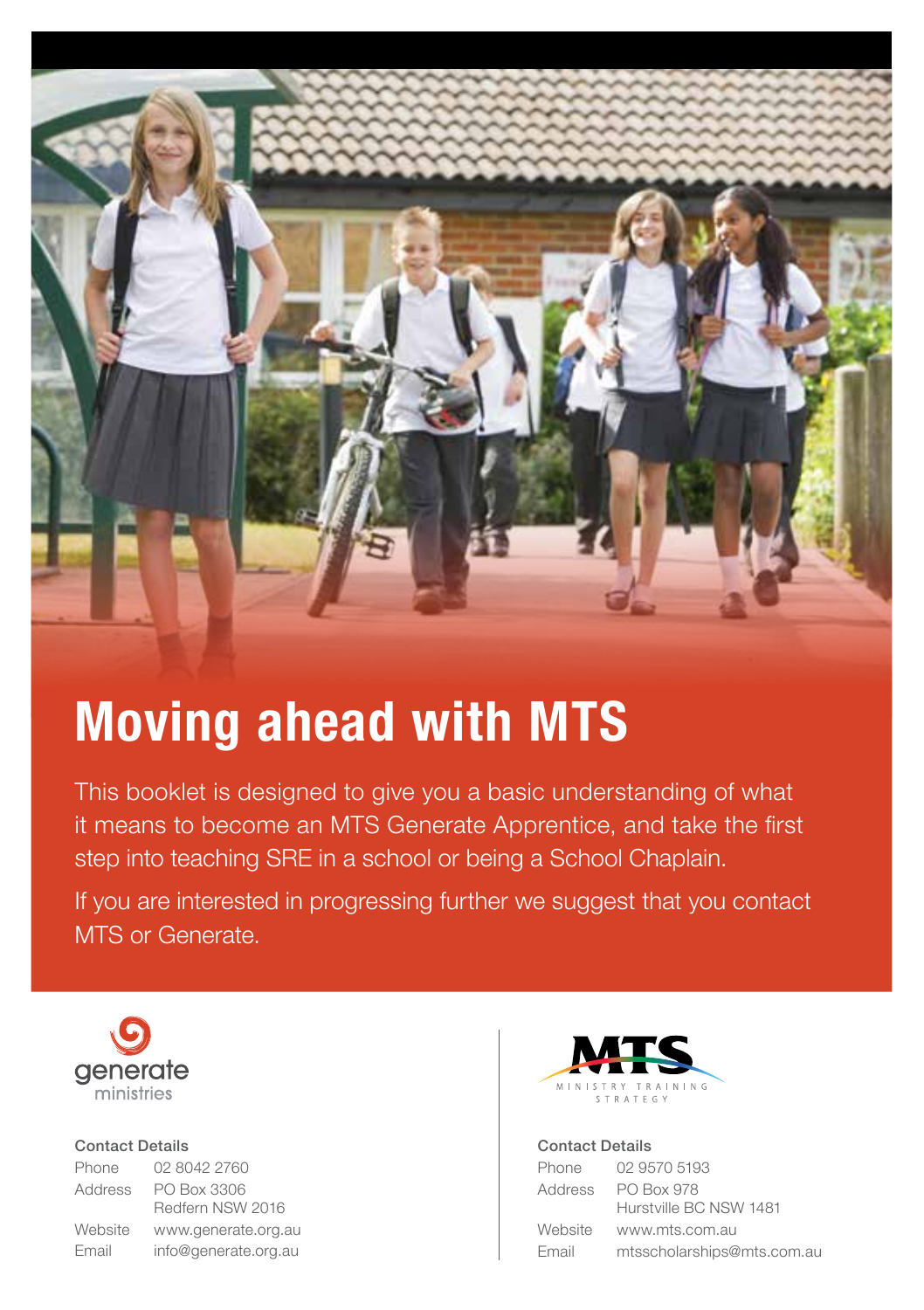# Moving ahead with MTS

This booklet is designed to give you a basic understanding of what it means to become an MTS Generate Apprentice, and take the first step into teaching SRE in a school or being a School Chaplain.

If you are interested in progressing further we suggest that you contact MTS or Generate.

generate ministries

**Contact Details**

| | |
|---|---|
| Phone | 02 8042 2760 |
| Address | PO Box 3306<br>Redfern NSW 2016 |
| Website | www.generate.org.au |
| Email | info@generate.org.au |

MTS MINISTRY TRAINING STRATEGY

**Contact Details**

| | |
|---|---|
| Phone | 02 9570 5193 |
| Address | PO Box 978<br>Hurstville BC NSW 1481 |
| Website | www.mts.com.au |
| Email | mtsscholarships@mts.com.au |